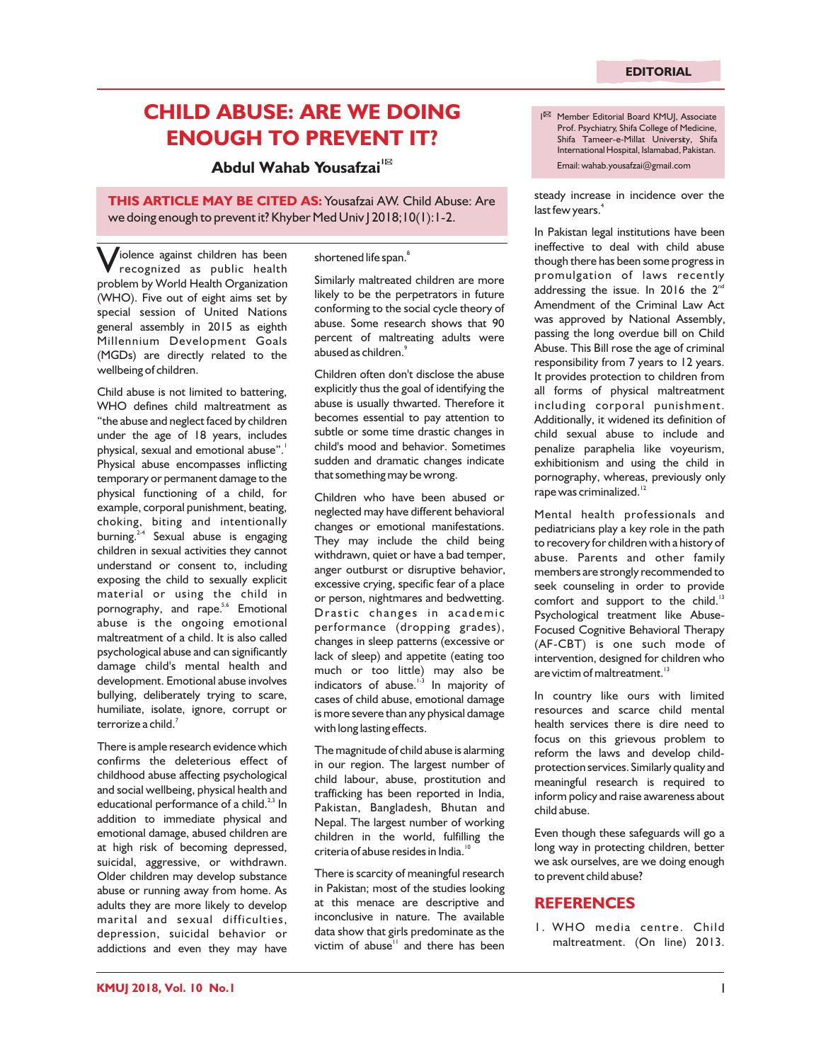EDITORIAL

# CHILD ABUSE: ARE WE DOING ENOUGH TO PREVENT IT?

**Abdul Wahab Yousafzai**[1✉]

[1✉] Member Editorial Board KMUJ, Associate Prof. Psychiatry, Shifa College of Medicine, Shifa Tameer-e-Millat University, Shifa International Hospital, Islamabad, Pakistan.
Email: wahab.yousafzai@gmail.com

**THIS ARTICLE MAY BE CITED AS:** Yousafzai AW. Child Abuse: Are we doing enough to prevent it? Khyber Med Univ J 2018;10(1):1-2.

Violence against children has been recognized as public health problem by World Health Organization (WHO). Five out of eight aims set by special session of United Nations general assembly in 2015 as eighth Millennium Development Goals (MGDs) are directly related to the wellbeing of children.

Child abuse is not limited to battering, WHO defines child maltreatment as "the abuse and neglect faced by children under the age of 18 years, includes physical, sexual and emotional abuse".[1] Physical abuse encompasses inflicting temporary or permanent damage to the physical functioning of a child, for example, corporal punishment, beating, choking, biting and intentionally burning.[2-4] Sexual abuse is engaging children in sexual activities they cannot understand or consent to, including exposing the child to sexually explicit material or using the child in pornography, and rape.[5,6] Emotional abuse is the ongoing emotional maltreatment of a child. It is also called psychological abuse and can significantly damage child's mental health and development. Emotional abuse involves bullying, deliberately trying to scare, humiliate, isolate, ignore, corrupt or terrorize a child.[7]

There is ample research evidence which confirms the deleterious effect of childhood abuse affecting psychological and social wellbeing, physical health and educational performance of a child.[2,3] In addition to immediate physical and emotional damage, abused children are at high risk of becoming depressed, suicidal, aggressive, or withdrawn. Older children may develop substance abuse or running away from home. As adults they are more likely to develop marital and sexual difficulties, depression, suicidal behavior or addictions and even they may have shortened life span.[8]

Similarly maltreated children are more likely to be the perpetrators in future conforming to the social cycle theory of abuse. Some research shows that 90 percent of maltreating adults were abused as children.[9]

Children often don't disclose the abuse explicitly thus the goal of identifying the abuse is usually thwarted. Therefore it becomes essential to pay attention to subtle or some time drastic changes in child's mood and behavior. Sometimes sudden and dramatic changes indicate that something may be wrong.

Children who have been abused or neglected may have different behavioral changes or emotional manifestations. They may include the child being withdrawn, quiet or have a bad temper, anger outburst or disruptive behavior, excessive crying, specific fear of a place or person, nightmares and bedwetting. Drastic changes in academic performance (dropping grades), changes in sleep patterns (excessive or lack of sleep) and appetite (eating too much or too little) may also be indicators of abuse.[1-3] In majority of cases of child abuse, emotional damage is more severe than any physical damage with long lasting effects.

The magnitude of child abuse is alarming in our region. The largest number of child labour, abuse, prostitution and trafficking has been reported in India, Pakistan, Bangladesh, Bhutan and Nepal. The largest number of working children in the world, fulfilling the criteria of abuse resides in India.[10]

There is scarcity of meaningful research in Pakistan; most of the studies looking at this menace are descriptive and inconclusive in nature. The available data show that girls predominate as the victim of abuse[11] and there has been steady increase in incidence over the last few years.[4]

In Pakistan legal institutions have been ineffective to deal with child abuse though there has been some progress in promulgation of laws recently addressing the issue. In 2016 the 2nd Amendment of the Criminal Law Act was approved by National Assembly, passing the long overdue bill on Child Abuse. This Bill rose the age of criminal responsibility from 7 years to 12 years. It provides protection to children from all forms of physical maltreatment including corporal punishment. Additionally, it widened its definition of child sexual abuse to include and penalize paraphelia like voyeurism, exhibitionism and using the child in pornography, whereas, previously only rape was criminalized.[12]

Mental health professionals and pediatricians play a key role in the path to recovery for children with a history of abuse. Parents and other family members are strongly recommended to seek counseling in order to provide comfort and support to the child.[13] Psychological treatment like Abuse-Focused Cognitive Behavioral Therapy (AF-CBT) is one such mode of intervention, designed for children who are victim of maltreatment.[13]

In country like ours with limited resources and scarce child mental health services there is dire need to focus on this grievous problem to reform the laws and develop child-protection services. Similarly quality and meaningful research is required to inform policy and raise awareness about child abuse.

Even though these safeguards will go a long way in protecting children, better we ask ourselves, are we doing enough to prevent child abuse?

## REFERENCES

1. WHO media centre. Child maltreatment. (On line) 2013.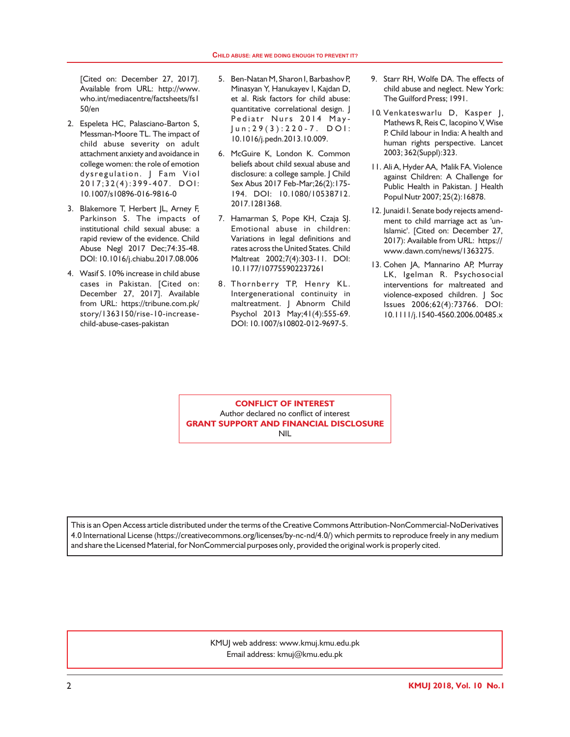[Cited on: December 27, 2017]. Available from URL: http://www.who.int/mediacentre/factsheets/fs150/en

2. Espeleta HC, Palasciano-Barton S, Messman-Moore TL. The impact of child abuse severity on adult attachment anxiety and avoidance in college women: the role of emotion dysregulation. J Fam Viol 2017;32(4):399-407. DOI: 10.1007/s10896-016-9816-0

3. Blakemore T, Herbert JL, Arney F, Parkinson S. The impacts of institutional child sexual abuse: a rapid review of the evidence. Child Abuse Negl 2017 Dec;74:35-48. DOI: 10.1016/j.chiabu.2017.08.006

4. Wasif S. 10% increase in child abuse cases in Pakistan. [Cited on: December 27, 2017]. Available from URL: https://tribune.com.pk/story/1363150/rise-10-increase-child-abuse-cases-pakistan

5. Ben-Natan M, Sharon I, Barbashov P, Minasyan Y, Hanukayev I, Kajdan D, et al. Risk factors for child abuse: quantitative correlational design. J Pediatr Nurs 2014 May-Jun;29(3):220-7. DOI: 10.1016/j.pedn.2013.10.009.

6. McGuire K, London K. Common beliefs about child sexual abuse and disclosure: a college sample. J Child Sex Abus 2017 Feb-Mar;26(2):175-194. DOI: 10.1080/10538712.2017.1281368.

7. Hamarman S, Pope KH, Czaja SJ. Emotional abuse in children: Variations in legal definitions and rates across the United States. Child Maltreat 2002;7(4):303-11. DOI: 10.1177/107755902237261

8. Thornberry TP, Henry KL. Intergenerational continuity in maltreatment. J Abnorm Child Psychol 2013 May;41(4):555-69. DOI: 10.1007/s10802-012-9697-5.

9. Starr RH, Wolfe DA. The effects of child abuse and neglect. New York: The Guilford Press; 1991.

10. Venkateswarlu D, Kasper J, Mathews R, Reis C, Iacopino V, Wise P. Child labour in India: A health and human rights perspective. Lancet 2003; 362(Suppl):323.

11. Ali A, Hyder AA, Malik FA. Violence against Children: A Challenge for Public Health in Pakistan. J Health Popul Nutr 2007; 25(2):16878.

12. Junaidi I. Senate body rejects amendment to child marriage act as 'un-Islamic'. [Cited on: December 27, 2017]: Available from URL: https://www.dawn.com/news/1363275.

13. Cohen JA, Mannarino AP, Murray LK, Igelman R. Psychosocial interventions for maltreated and violence-exposed children. J Soc Issues 2006;62(4):73766. DOI: 10.1111/j.1540-4560.2006.00485.x

**CONFLICT OF INTEREST**

Author declared no conflict of interest

**GRANT SUPPORT AND FINANCIAL DISCLOSURE**

NIL

This is an Open Access article distributed under the terms of the Creative Commons Attribution-NonCommercial-NoDerivatives 4.0 International License (https://creativecommons.org/licenses/by-nc-nd/4.0/) which permits to reproduce freely in any medium and share the Licensed Material, for NonCommercial purposes only, provided the original work is properly cited.

KMUJ web address: www.kmuj.kmu.edu.pk
Email address: kmuj@kmu.edu.pk